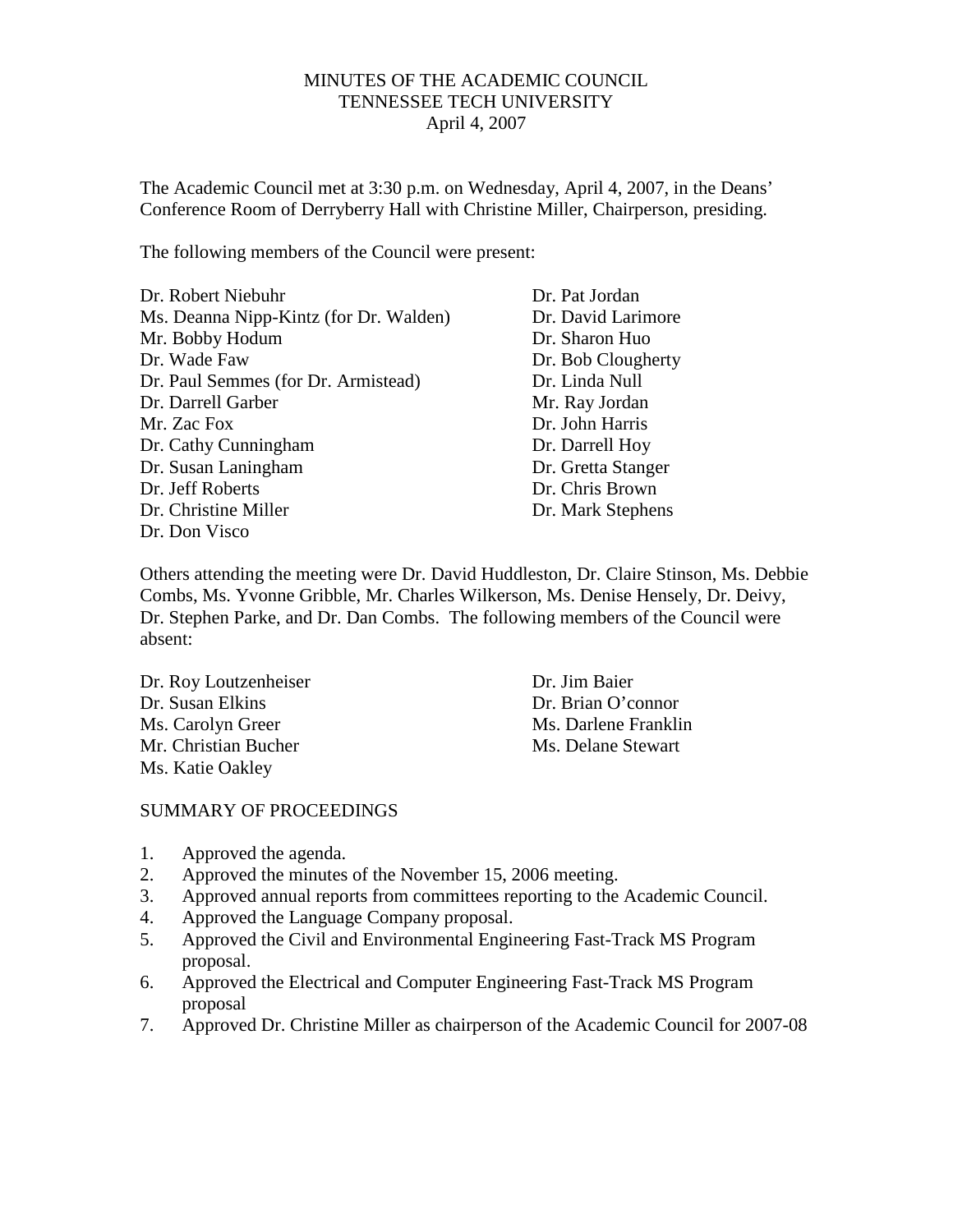# MINUTES OF THE ACADEMIC COUNCIL
## TENNESSEE TECH UNIVERSITY
### April 4, 2007

The Academic Council met at 3:30 p.m. on Wednesday, April 4, 2007, in the Deans' Conference Room of Derryberry Hall with Christine Miller, Chairperson, presiding.

The following members of the Council were present:

Dr. Robert Niebuhr
Ms. Deanna Nipp-Kintz (for Dr. Walden)
Mr. Bobby Hodum
Dr. Wade Faw
Dr. Paul Semmes (for Dr. Armistead)
Dr. Darrell Garber
Mr. Zac Fox
Dr. Cathy Cunningham
Dr. Susan Laningham
Dr. Jeff Roberts
Dr. Christine Miller
Dr. Don Visco
Dr. Pat Jordan
Dr. David Larimore
Dr. Sharon Huo
Dr. Bob Clougherty
Dr. Linda Null
Mr. Ray Jordan
Dr. John Harris
Dr. Darrell Hoy
Dr. Gretta Stanger
Dr. Chris Brown
Dr. Mark Stephens

Others attending the meeting were Dr. David Huddleston, Dr. Claire Stinson, Ms. Debbie Combs, Ms. Yvonne Gribble, Mr. Charles Wilkerson, Ms. Denise Hensely, Dr. Deivy, Dr. Stephen Parke, and Dr. Dan Combs. The following members of the Council were absent:

Dr. Roy Loutzenheiser
Dr. Susan Elkins
Ms. Carolyn Greer
Mr. Christian Bucher
Ms. Katie Oakley
Dr. Jim Baier
Dr. Brian O'connor
Ms. Darlene Franklin
Ms. Delane Stewart

SUMMARY OF PROCEEDINGS

1. Approved the agenda.
2. Approved the minutes of the November 15, 2006 meeting.
3. Approved annual reports from committees reporting to the Academic Council.
4. Approved the Language Company proposal.
5. Approved the Civil and Environmental Engineering Fast-Track MS Program proposal.
6. Approved the Electrical and Computer Engineering Fast-Track MS Program proposal
7. Approved Dr. Christine Miller as chairperson of the Academic Council for 2007-08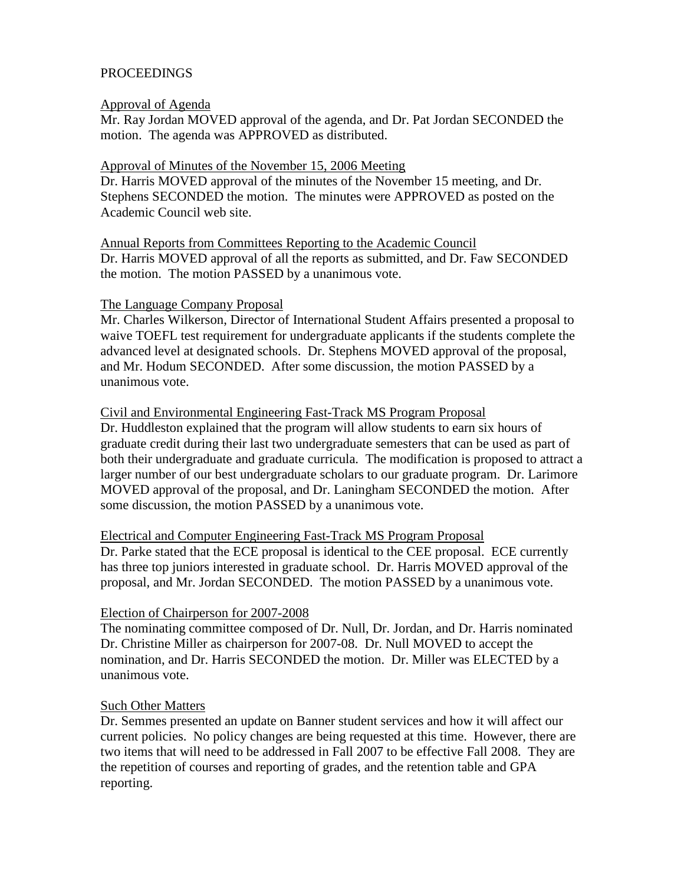PROCEEDINGS

Approval of Agenda

Mr. Ray Jordan MOVED approval of the agenda, and Dr. Pat Jordan SECONDED the motion. The agenda was APPROVED as distributed.

Approval of Minutes of the November 15, 2006 Meeting

Dr. Harris MOVED approval of the minutes of the November 15 meeting, and Dr. Stephens SECONDED the motion. The minutes were APPROVED as posted on the Academic Council web site.

Annual Reports from Committees Reporting to the Academic Council

Dr. Harris MOVED approval of all the reports as submitted, and Dr. Faw SECONDED the motion. The motion PASSED by a unanimous vote.

The Language Company Proposal

Mr. Charles Wilkerson, Director of International Student Affairs presented a proposal to waive TOEFL test requirement for undergraduate applicants if the students complete the advanced level at designated schools. Dr. Stephens MOVED approval of the proposal, and Mr. Hodum SECONDED. After some discussion, the motion PASSED by a unanimous vote.

Civil and Environmental Engineering Fast-Track MS Program Proposal

Dr. Huddleston explained that the program will allow students to earn six hours of graduate credit during their last two undergraduate semesters that can be used as part of both their undergraduate and graduate curricula. The modification is proposed to attract a larger number of our best undergraduate scholars to our graduate program. Dr. Larimore MOVED approval of the proposal, and Dr. Laningham SECONDED the motion. After some discussion, the motion PASSED by a unanimous vote.

Electrical and Computer Engineering Fast-Track MS Program Proposal

Dr. Parke stated that the ECE proposal is identical to the CEE proposal. ECE currently has three top juniors interested in graduate school. Dr. Harris MOVED approval of the proposal, and Mr. Jordan SECONDED. The motion PASSED by a unanimous vote.

Election of Chairperson for 2007-2008

The nominating committee composed of Dr. Null, Dr. Jordan, and Dr. Harris nominated Dr. Christine Miller as chairperson for 2007-08. Dr. Null MOVED to accept the nomination, and Dr. Harris SECONDED the motion. Dr. Miller was ELECTED by a unanimous vote.

Such Other Matters

Dr. Semmes presented an update on Banner student services and how it will affect our current policies. No policy changes are being requested at this time. However, there are two items that will need to be addressed in Fall 2007 to be effective Fall 2008. They are the repetition of courses and reporting of grades, and the retention table and GPA reporting.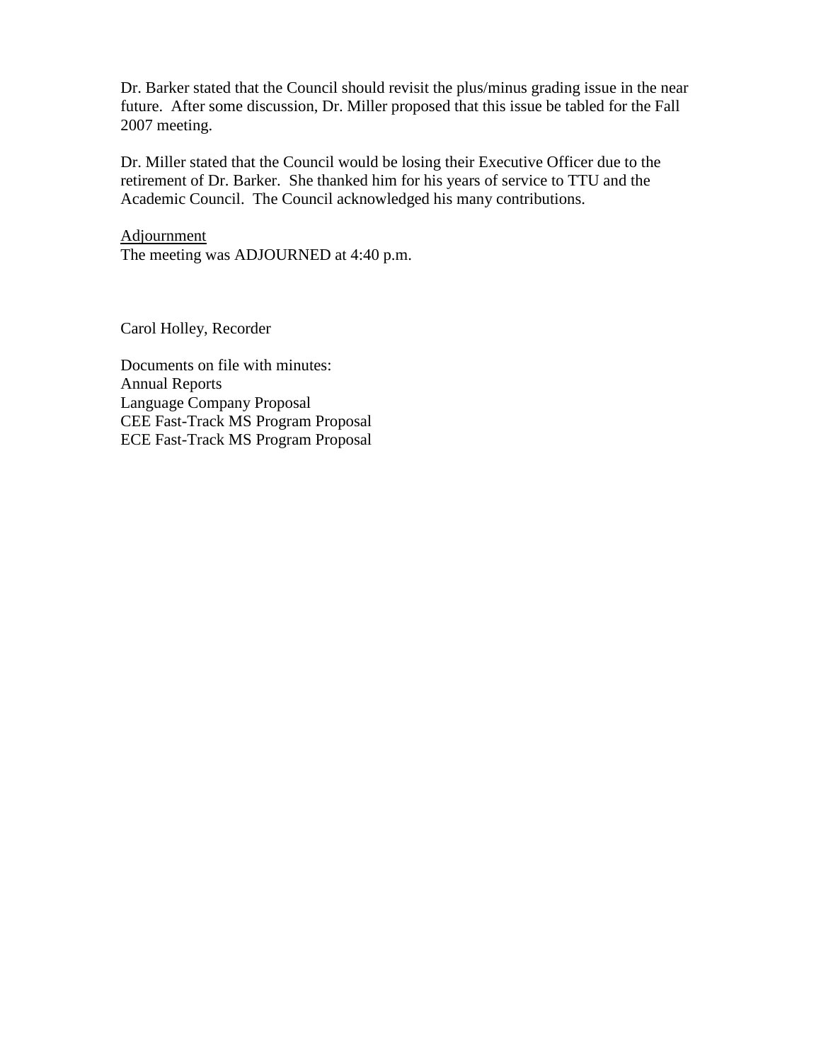Dr. Barker stated that the Council should revisit the plus/minus grading issue in the near future. After some discussion, Dr. Miller proposed that this issue be tabled for the Fall 2007 meeting.

Dr. Miller stated that the Council would be losing their Executive Officer due to the retirement of Dr. Barker. She thanked him for his years of service to TTU and the Academic Council. The Council acknowledged his many contributions.

<u>Adjournment</u>
The meeting was ADJOURNED at 4:40 p.m.

Carol Holley, Recorder

Documents on file with minutes:
Annual Reports
Language Company Proposal
CEE Fast-Track MS Program Proposal
ECE Fast-Track MS Program Proposal